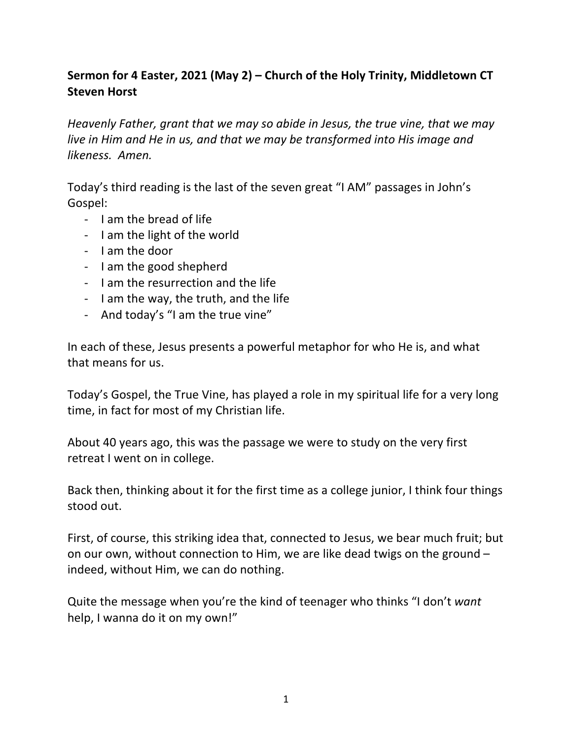**Sermon for 4 Easter, 2021 (May 2) – Church of the Holy Trinity, Middletown CT**
**Steven Horst**

*Heavenly Father, grant that we may so abide in Jesus, the true vine, that we may live in Him and He in us, and that we may be transformed into His image and likeness. Amen.*

Today's third reading is the last of the seven great "I AM" passages in John's Gospel:

- I am the bread of life
- I am the light of the world
- I am the door
- I am the good shepherd
- I am the resurrection and the life
- I am the way, the truth, and the life
- And today's "I am the true vine"

In each of these, Jesus presents a powerful metaphor for who He is, and what that means for us.

Today's Gospel, the True Vine, has played a role in my spiritual life for a very long time, in fact for most of my Christian life.

About 40 years ago, this was the passage we were to study on the very first retreat I went on in college.

Back then, thinking about it for the first time as a college junior, I think four things stood out.

First, of course, this striking idea that, connected to Jesus, we bear much fruit; but on our own, without connection to Him, we are like dead twigs on the ground – indeed, without Him, we can do nothing.

Quite the message when you're the kind of teenager who thinks "I don't *want* help, I wanna do it on my own!"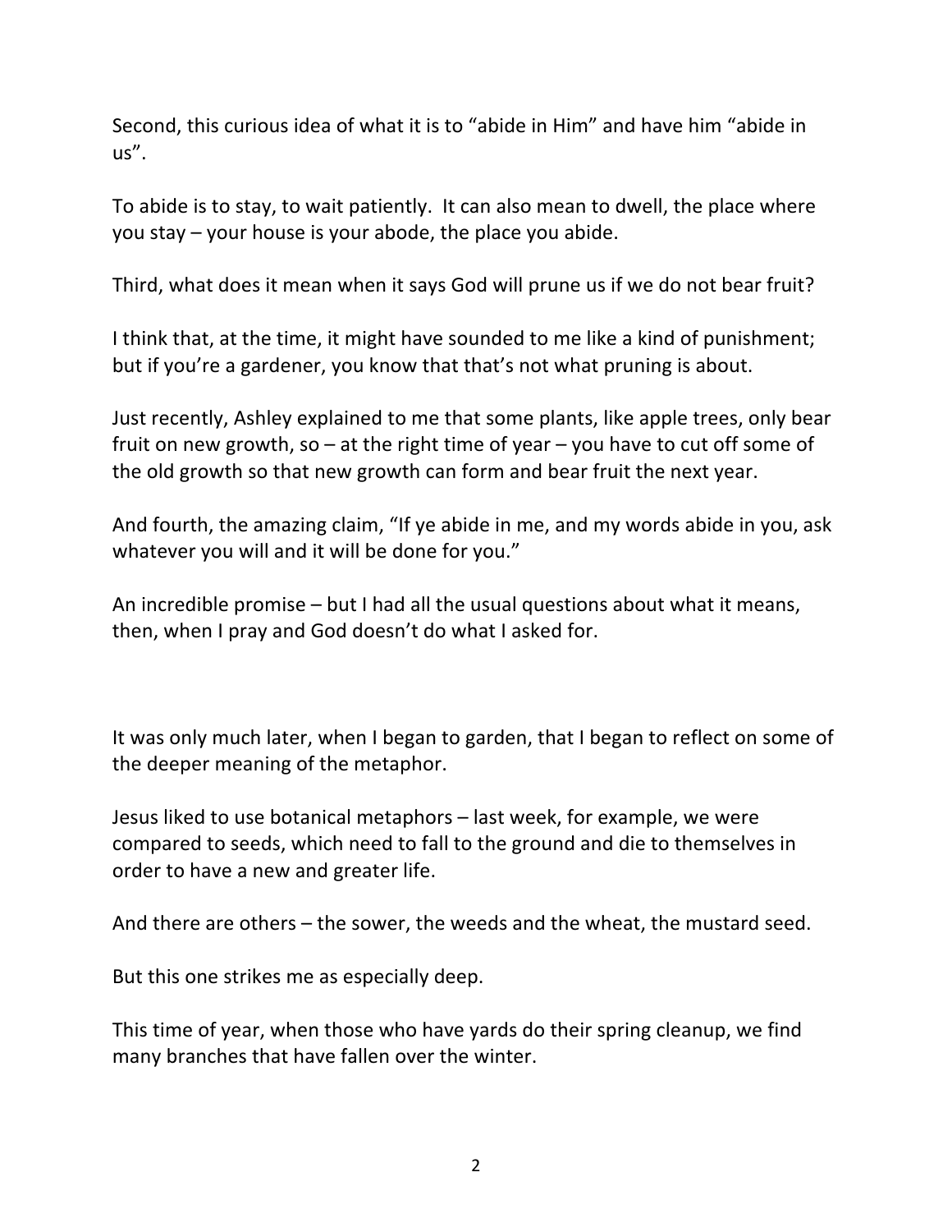Second, this curious idea of what it is to "abide in Him" and have him "abide in us".

To abide is to stay, to wait patiently. It can also mean to dwell, the place where you stay – your house is your abode, the place you abide.

Third, what does it mean when it says God will prune us if we do not bear fruit?

I think that, at the time, it might have sounded to me like a kind of punishment; but if you're a gardener, you know that that's not what pruning is about.

Just recently, Ashley explained to me that some plants, like apple trees, only bear fruit on new growth, so – at the right time of year – you have to cut off some of the old growth so that new growth can form and bear fruit the next year.

And fourth, the amazing claim, "If ye abide in me, and my words abide in you, ask whatever you will and it will be done for you."

An incredible promise – but I had all the usual questions about what it means, then, when I pray and God doesn't do what I asked for.

It was only much later, when I began to garden, that I began to reflect on some of the deeper meaning of the metaphor.

Jesus liked to use botanical metaphors – last week, for example, we were compared to seeds, which need to fall to the ground and die to themselves in order to have a new and greater life.

And there are others – the sower, the weeds and the wheat, the mustard seed.

But this one strikes me as especially deep.

This time of year, when those who have yards do their spring cleanup, we find many branches that have fallen over the winter.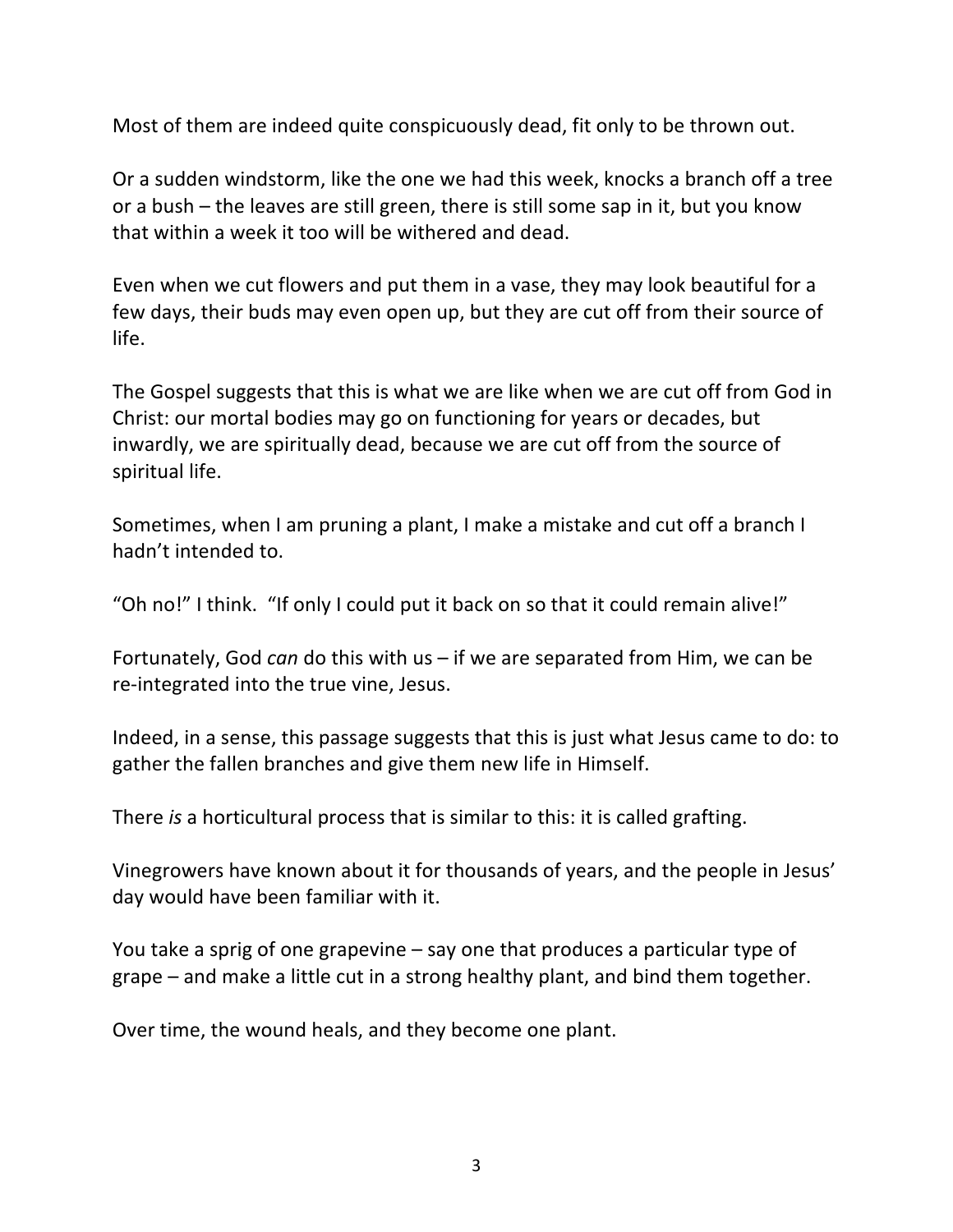Most of them are indeed quite conspicuously dead, fit only to be thrown out.

Or a sudden windstorm, like the one we had this week, knocks a branch off a tree or a bush – the leaves are still green, there is still some sap in it, but you know that within a week it too will be withered and dead.

Even when we cut flowers and put them in a vase, they may look beautiful for a few days, their buds may even open up, but they are cut off from their source of life.

The Gospel suggests that this is what we are like when we are cut off from God in Christ: our mortal bodies may go on functioning for years or decades, but inwardly, we are spiritually dead, because we are cut off from the source of spiritual life.

Sometimes, when I am pruning a plant, I make a mistake and cut off a branch I hadn't intended to.

"Oh no!" I think. "If only I could put it back on so that it could remain alive!"

Fortunately, God *can* do this with us – if we are separated from Him, we can be re-integrated into the true vine, Jesus.

Indeed, in a sense, this passage suggests that this is just what Jesus came to do: to gather the fallen branches and give them new life in Himself.

There *is* a horticultural process that is similar to this: it is called grafting.

Vinegrowers have known about it for thousands of years, and the people in Jesus' day would have been familiar with it.

You take a sprig of one grapevine – say one that produces a particular type of grape – and make a little cut in a strong healthy plant, and bind them together.

Over time, the wound heals, and they become one plant.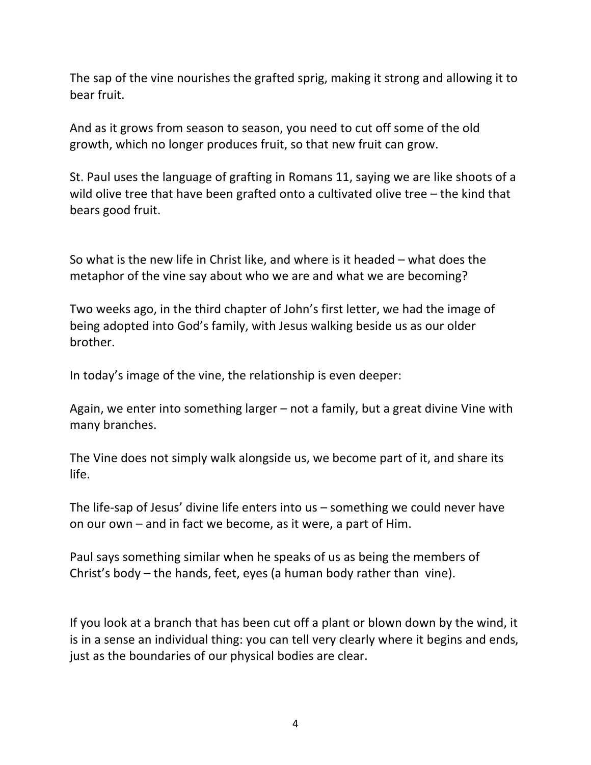The sap of the vine nourishes the grafted sprig, making it strong and allowing it to bear fruit.

And as it grows from season to season, you need to cut off some of the old growth, which no longer produces fruit, so that new fruit can grow.

St. Paul uses the language of grafting in Romans 11, saying we are like shoots of a wild olive tree that have been grafted onto a cultivated olive tree – the kind that bears good fruit.

So what is the new life in Christ like, and where is it headed – what does the metaphor of the vine say about who we are and what we are becoming?

Two weeks ago, in the third chapter of John's first letter, we had the image of being adopted into God's family, with Jesus walking beside us as our older brother.

In today's image of the vine, the relationship is even deeper:

Again, we enter into something larger – not a family, but a great divine Vine with many branches.

The Vine does not simply walk alongside us, we become part of it, and share its life.

The life-sap of Jesus' divine life enters into us – something we could never have on our own – and in fact we become, as it were, a part of Him.

Paul says something similar when he speaks of us as being the members of Christ's body – the hands, feet, eyes (a human body rather than  vine).

If you look at a branch that has been cut off a plant or blown down by the wind, it is in a sense an individual thing: you can tell very clearly where it begins and ends, just as the boundaries of our physical bodies are clear.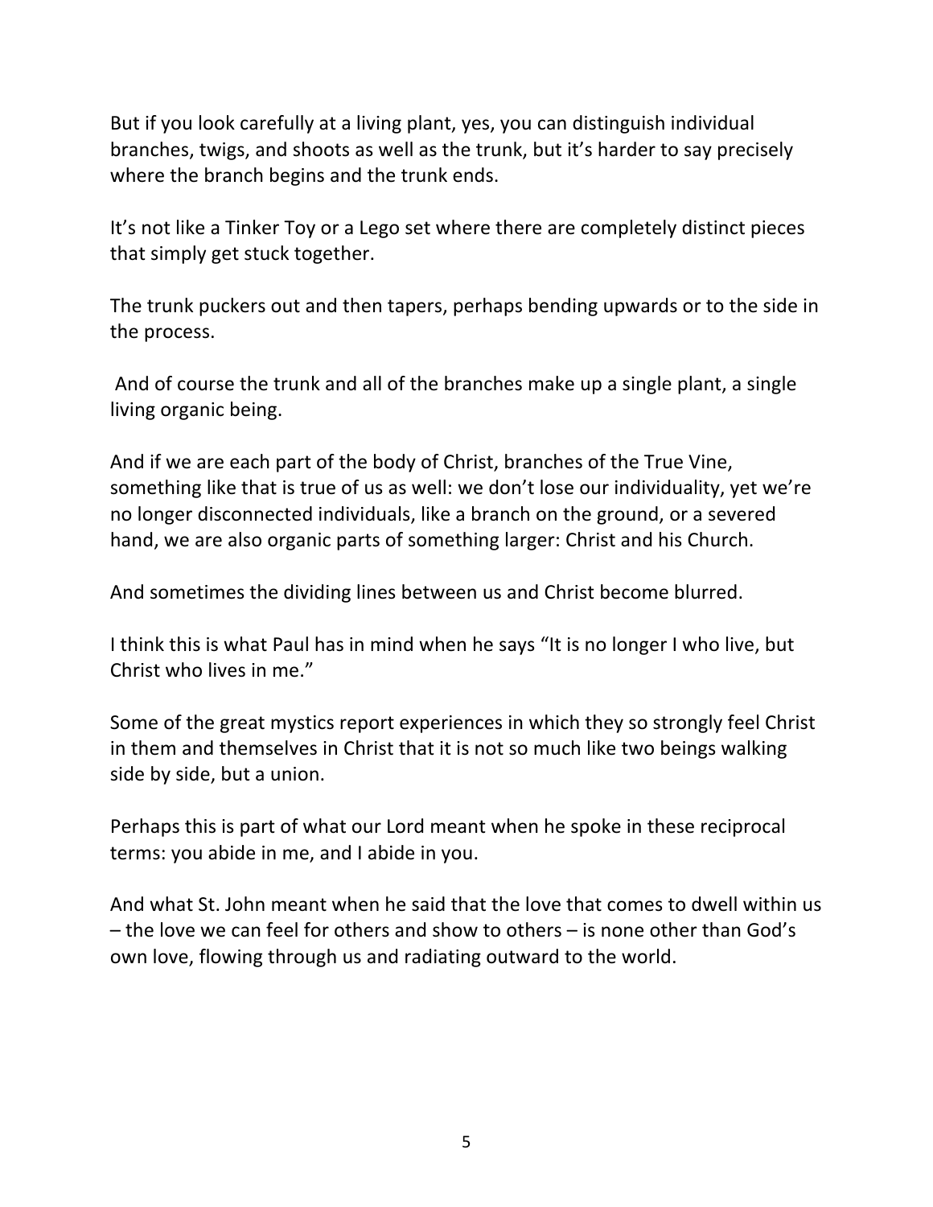But if you look carefully at a living plant, yes, you can distinguish individual branches, twigs, and shoots as well as the trunk, but it's harder to say precisely where the branch begins and the trunk ends.

It's not like a Tinker Toy or a Lego set where there are completely distinct pieces that simply get stuck together.

The trunk puckers out and then tapers, perhaps bending upwards or to the side in the process.

And of course the trunk and all of the branches make up a single plant, a single living organic being.

And if we are each part of the body of Christ, branches of the True Vine, something like that is true of us as well: we don't lose our individuality, yet we're no longer disconnected individuals, like a branch on the ground, or a severed hand, we are also organic parts of something larger: Christ and his Church.

And sometimes the dividing lines between us and Christ become blurred.

I think this is what Paul has in mind when he says "It is no longer I who live, but Christ who lives in me."

Some of the great mystics report experiences in which they so strongly feel Christ in them and themselves in Christ that it is not so much like two beings walking side by side, but a union.

Perhaps this is part of what our Lord meant when he spoke in these reciprocal terms: you abide in me, and I abide in you.

And what St. John meant when he said that the love that comes to dwell within us – the love we can feel for others and show to others – is none other than God's own love, flowing through us and radiating outward to the world.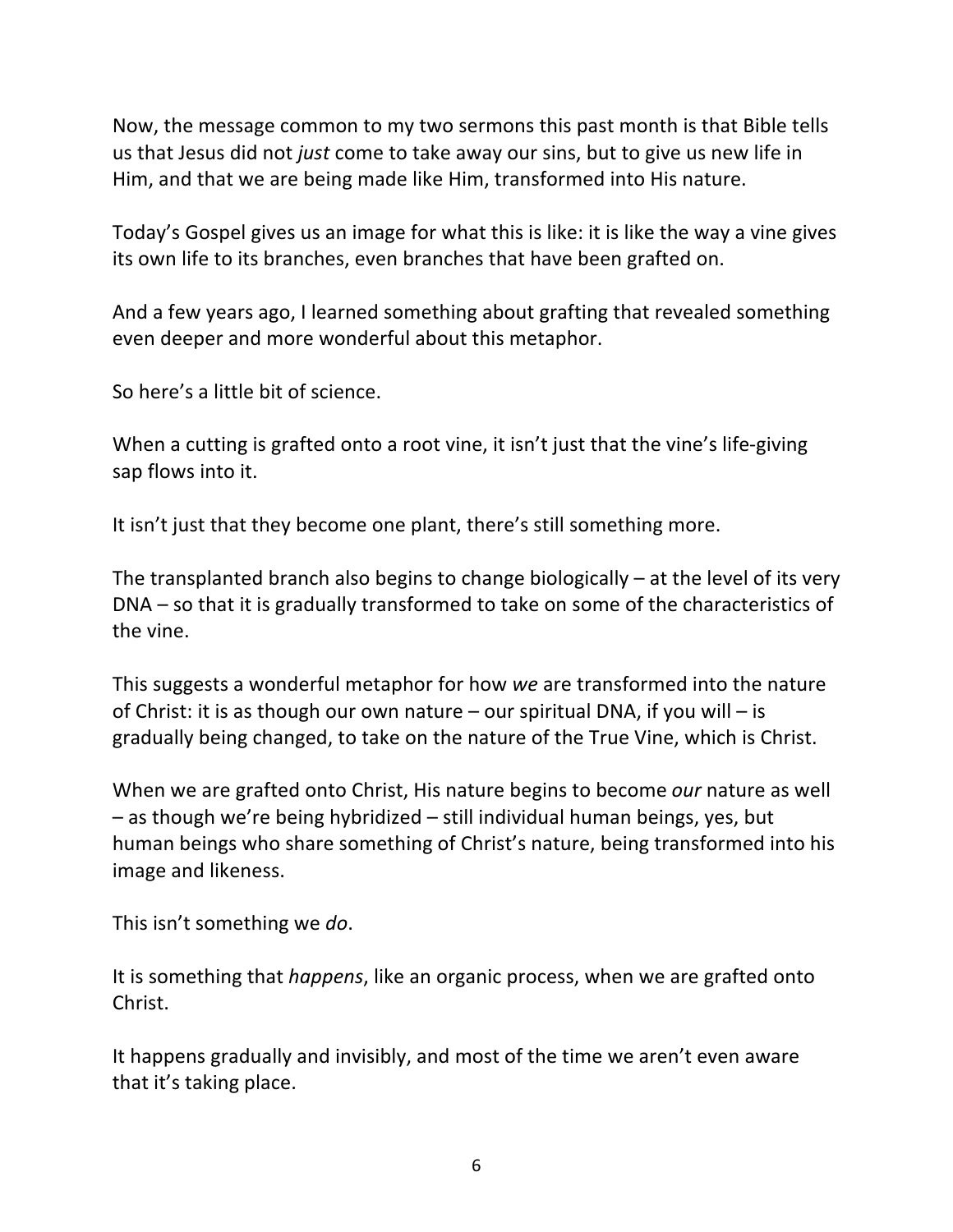Now, the message common to my two sermons this past month is that Bible tells us that Jesus did not *just* come to take away our sins, but to give us new life in Him, and that we are being made like Him, transformed into His nature.

Today's Gospel gives us an image for what this is like: it is like the way a vine gives its own life to its branches, even branches that have been grafted on.

And a few years ago, I learned something about grafting that revealed something even deeper and more wonderful about this metaphor.

So here's a little bit of science.

When a cutting is grafted onto a root vine, it isn't just that the vine's life-giving sap flows into it.

It isn't just that they become one plant, there's still something more.

The transplanted branch also begins to change biologically – at the level of its very DNA – so that it is gradually transformed to take on some of the characteristics of the vine.

This suggests a wonderful metaphor for how *we* are transformed into the nature of Christ: it is as though our own nature – our spiritual DNA, if you will – is gradually being changed, to take on the nature of the True Vine, which is Christ.

When we are grafted onto Christ, His nature begins to become *our* nature as well – as though we're being hybridized – still individual human beings, yes, but human beings who share something of Christ's nature, being transformed into his image and likeness.

This isn't something we *do*.

It is something that *happens*, like an organic process, when we are grafted onto Christ.

It happens gradually and invisibly, and most of the time we aren't even aware that it's taking place.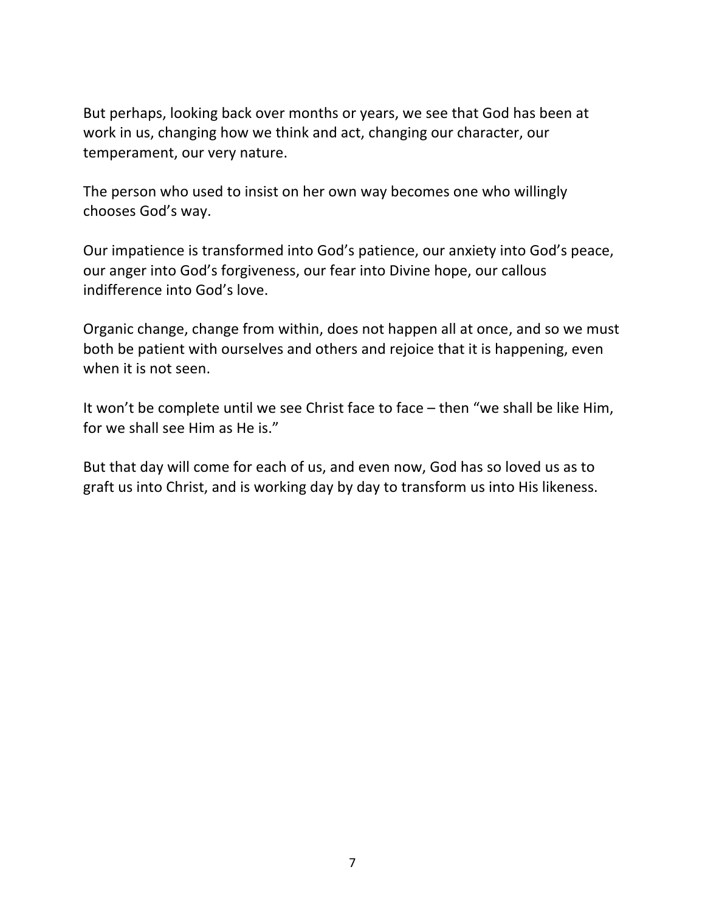But perhaps, looking back over months or years, we see that God has been at work in us, changing how we think and act, changing our character, our temperament, our very nature.

The person who used to insist on her own way becomes one who willingly chooses God's way.

Our impatience is transformed into God's patience, our anxiety into God's peace, our anger into God's forgiveness, our fear into Divine hope, our callous indifference into God's love.

Organic change, change from within, does not happen all at once, and so we must both be patient with ourselves and others and rejoice that it is happening, even when it is not seen.

It won't be complete until we see Christ face to face – then "we shall be like Him, for we shall see Him as He is."

But that day will come for each of us, and even now, God has so loved us as to graft us into Christ, and is working day by day to transform us into His likeness.